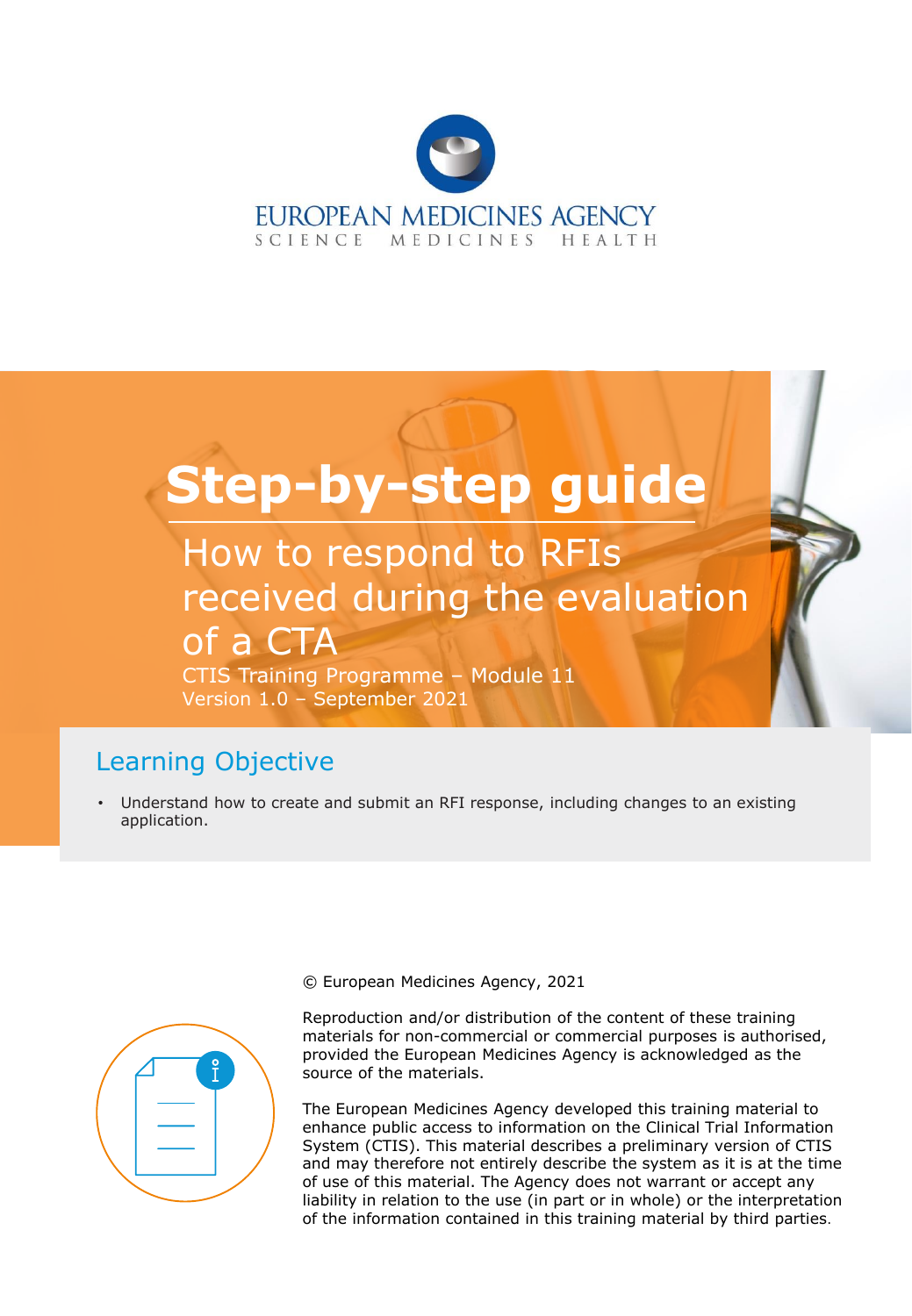EUROPEAN MEDICINES AGENCY
SCIENCE MEDICINES HEALTH

# Step-by-step guide

## How to respond to RFIs received during the evaluation of a CTA

CTIS Training Programme – Module 11
Version 1.0 – September 2021

## Learning Objective

- Understand how to create and submit an RFI response, including changes to an existing application.

© European Medicines Agency, 2021

Reproduction and/or distribution of the content of these training materials for non-commercial or commercial purposes is authorised, provided the European Medicines Agency is acknowledged as the source of the materials.

The European Medicines Agency developed this training material to enhance public access to information on the Clinical Trial Information System (CTIS). This material describes a preliminary version of CTIS and may therefore not entirely describe the system as it is at the time of use of this material. The Agency does not warrant or accept any liability in relation to the use (in part or in whole) or the interpretation of the information contained in this training material by third parties.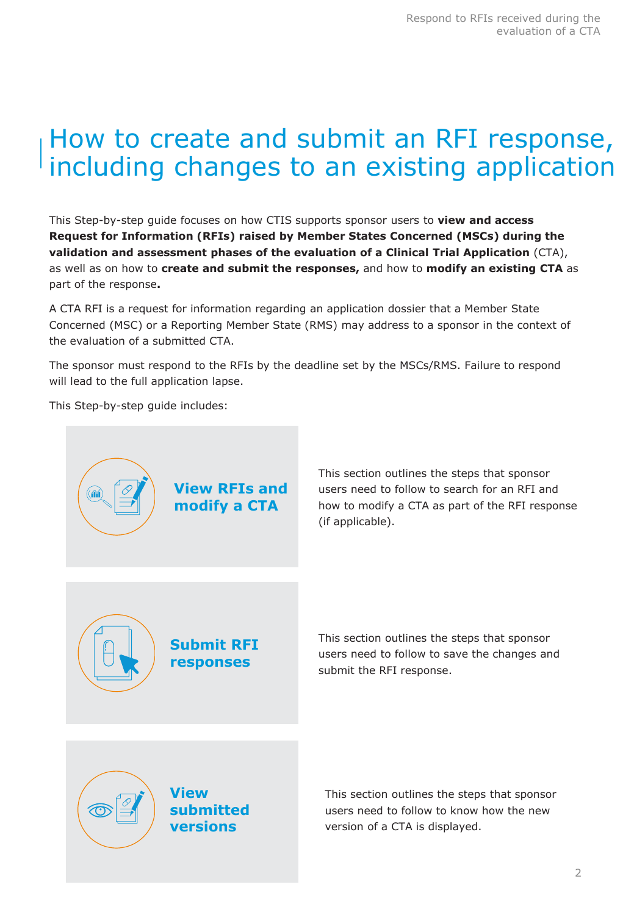# How to create and submit an RFI response, including changes to an existing application

This Step-by-step guide focuses on how CTIS supports sponsor users to **view and access Request for Information (RFIs) raised by Member States Concerned (MSCs) during the validation and assessment phases of the evaluation of a Clinical Trial Application** (CTA), as well as on how to **create and submit the responses,** and how to **modify an existing CTA** as part of the response**.**

A CTA RFI is a request for information regarding an application dossier that a Member State Concerned (MSC) or a Reporting Member State (RMS) may address to a sponsor in the context of the evaluation of a submitted CTA.

The sponsor must respond to the RFIs by the deadline set by the MSCs/RMS. Failure to respond will lead to the full application lapse.

This Step-by-step guide includes:

| | |
|---|---|
| **View RFIs and modify a CTA** | This section outlines the steps that sponsor users need to follow to search for an RFI and how to modify a CTA as part of the RFI response (if applicable). |
| **Submit RFI responses** | This section outlines the steps that sponsor users need to follow to save the changes and submit the RFI response. |
| **View submitted versions** | This section outlines the steps that sponsor users need to follow to know how the new version of a CTA is displayed. |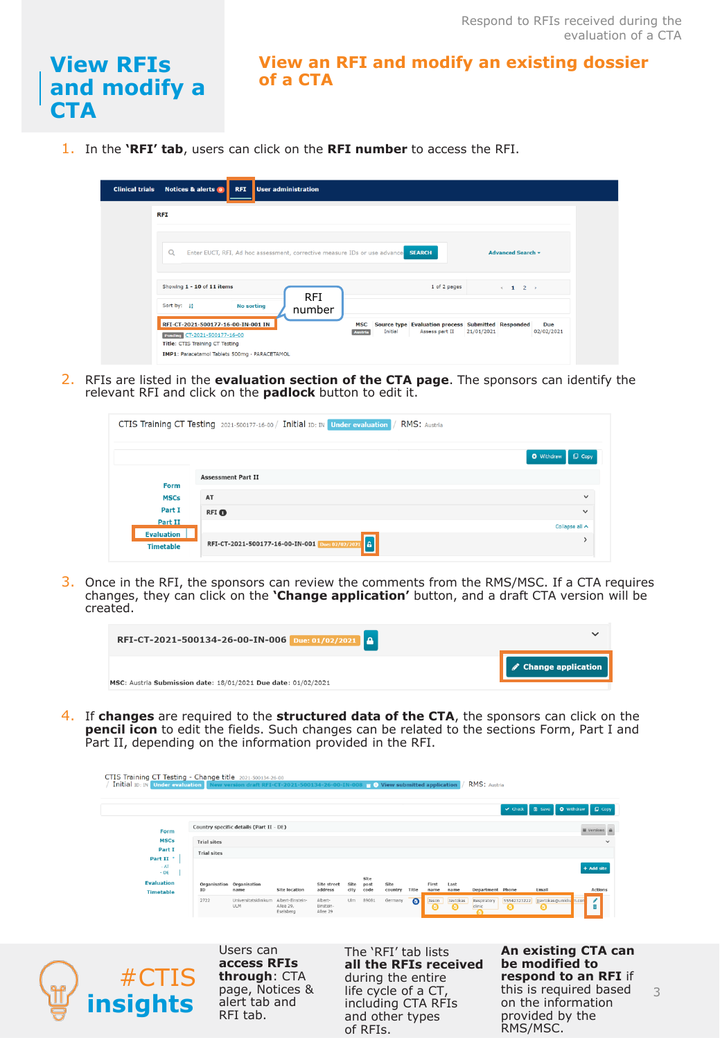# View RFIs and modify a CTA

## View an RFI and modify an existing dossier of a CTA

1. In the **'RFI' tab**, users can click on the **RFI number** to access the RFI.

2. RFIs are listed in the **evaluation section of the CTA page**. The sponsors can identify the relevant RFI and click on the **padlock** button to edit it.

3. Once in the RFI, the sponsors can review the comments from the RMS/MSC. If a CTA requires changes, they can click on the **'Change application'** button, and a draft CTA version will be created.

4. If **changes** are required to the **structured data of the CTA**, the sponsors can click on the **pencil icon** to edit the fields. Such changes can be related to the sections Form, Part I and Part II, depending on the information provided in the RFI.

**#CTIS insights**

Users can **access RFIs through**: CTA page, Notices & alert tab and RFI tab.

The 'RFI' tab lists **all the RFIs received** during the entire life cycle of a CT, including CTA RFIs and other types of RFIs.

**An existing CTA can be modified to respond to an RFI** if this is required based on the information provided by the RMS/MSC.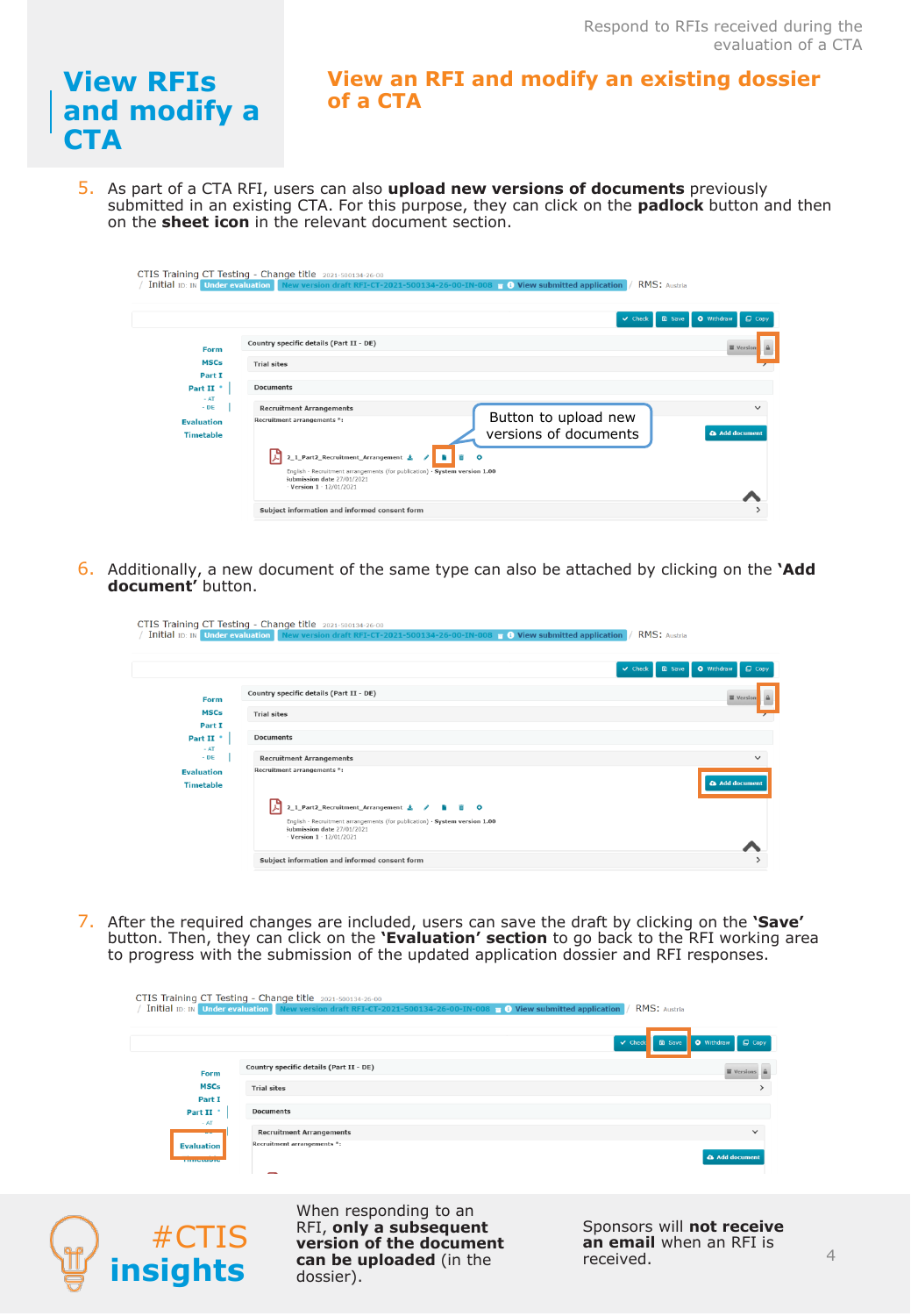# View RFIs and modify a CTA

## View an RFI and modify an existing dossier of a CTA

5. As part of a CTA RFI, users can also **upload new versions of documents** previously submitted in an existing CTA. For this purpose, they can click on the **padlock** button and then on the **sheet icon** in the relevant document section.

6. Additionally, a new document of the same type can also be attached by clicking on the **'Add document'** button.

7. After the required changes are included, users can save the draft by clicking on the **'Save'** button. Then, they can click on the **'Evaluation' section** to go back to the RFI working area to progress with the submission of the updated application dossier and RFI responses.

**#CTIS insights**

When responding to an RFI, **only a subsequent version of the document can be uploaded** (in the dossier).

Sponsors will **not receive an email** when an RFI is received.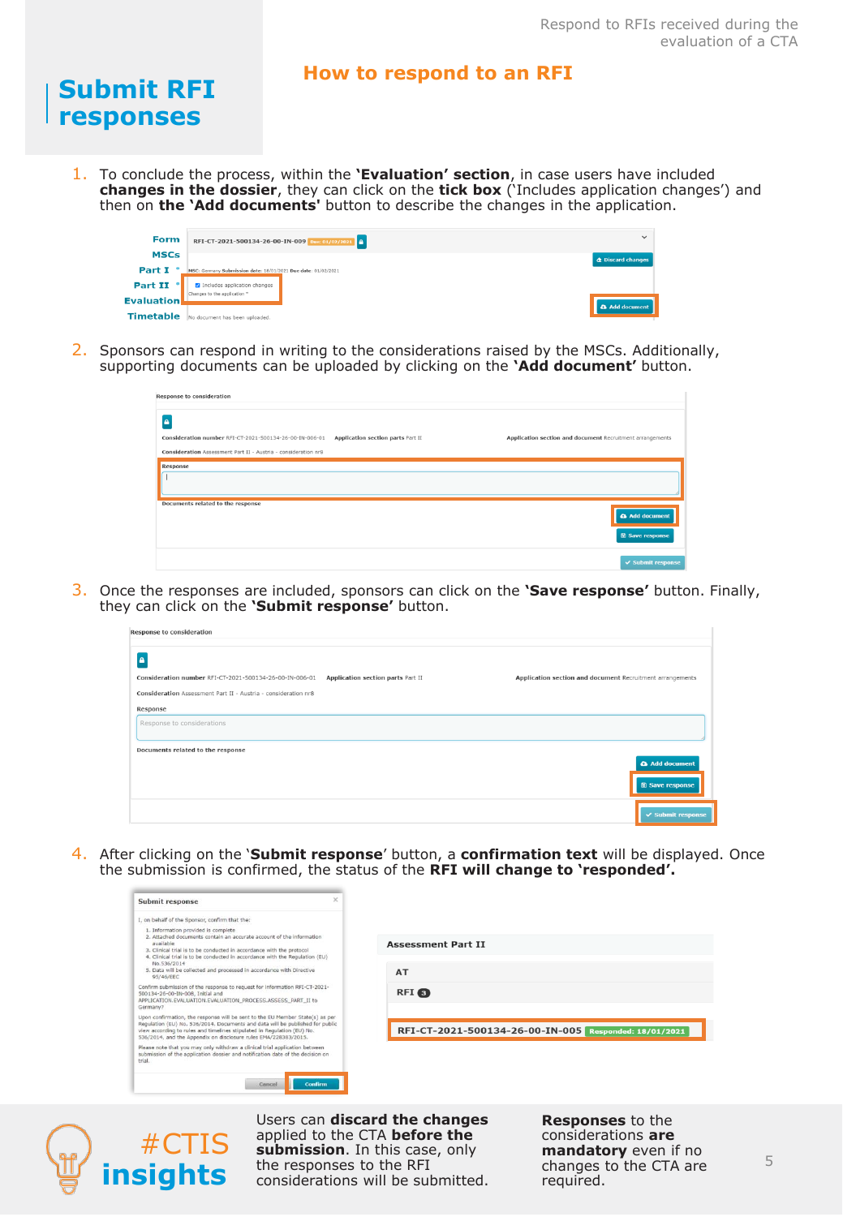# Submit RFI responses

## How to respond to an RFI

1. To conclude the process, within the **'Evaluation' section**, in case users have included **changes in the dossier**, they can click on the **tick box** ('Includes application changes') and then on **the 'Add documents'** button to describe the changes in the application.

2. Sponsors can respond in writing to the considerations raised by the MSCs. Additionally, supporting documents can be uploaded by clicking on the **'Add document'** button.

3. Once the responses are included, sponsors can click on the **'Save response'** button. Finally, they can click on the **'Submit response'** button.

4. After clicking on the '**Submit response**' button, a **confirmation text** will be displayed. Once the submission is confirmed, the status of the **RFI will change to 'responded'.**

**#CTIS insights**

Users can **discard the changes** applied to the CTA **before the submission**. In this case, only the responses to the RFI considerations will be submitted.

**Responses** to the considerations **are mandatory** even if no changes to the CTA are required.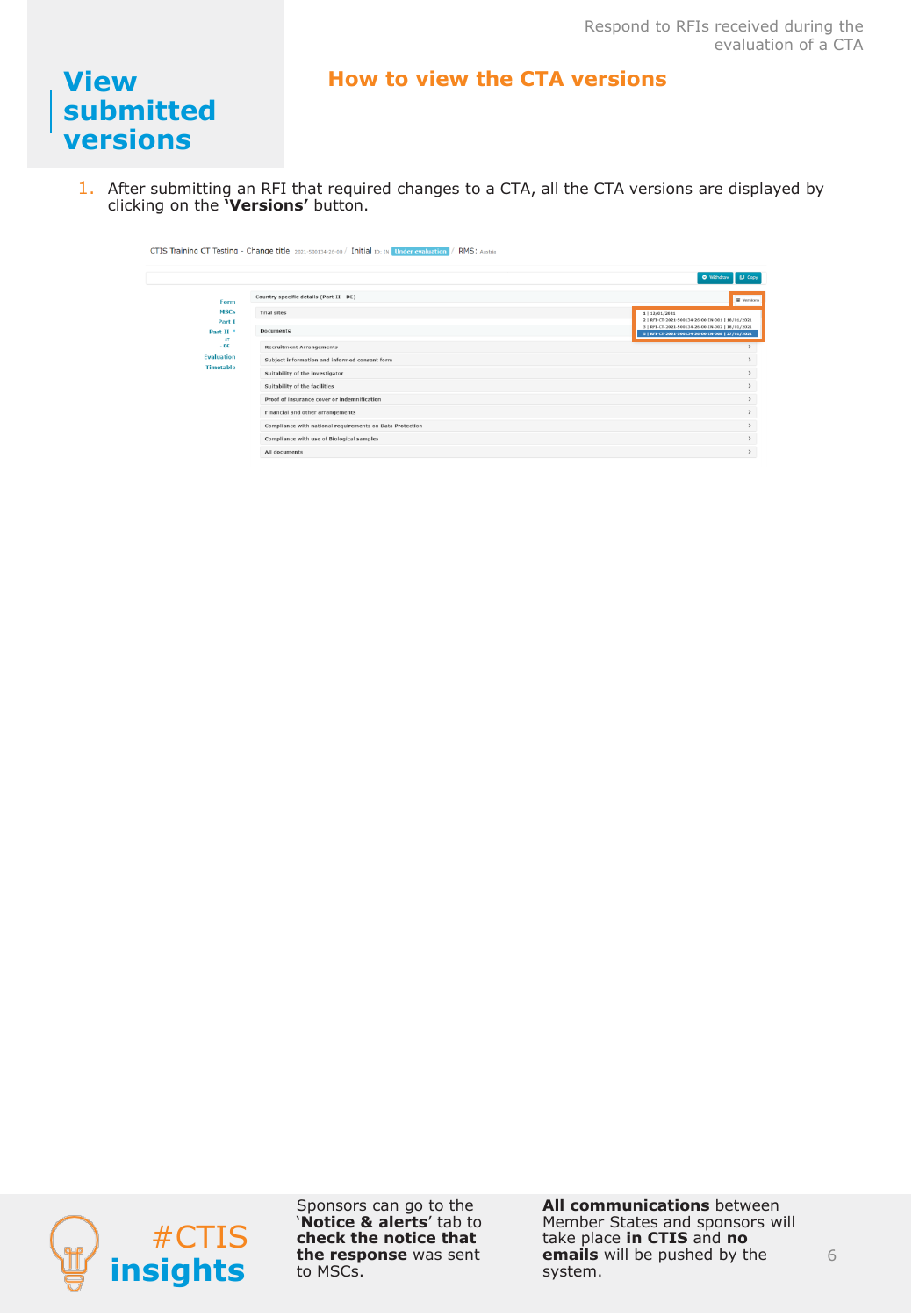# View submitted versions

## How to view the CTA versions

1. After submitting an RFI that required changes to a CTA, all the CTA versions are displayed by clicking on the **'Versions'** button.

#CTIS insights

Sponsors can go to the '**Notice & alerts**' tab to **check the notice that the response** was sent to MSCs.

**All communications** between Member States and sponsors will take place **in CTIS** and **no emails** will be pushed by the system.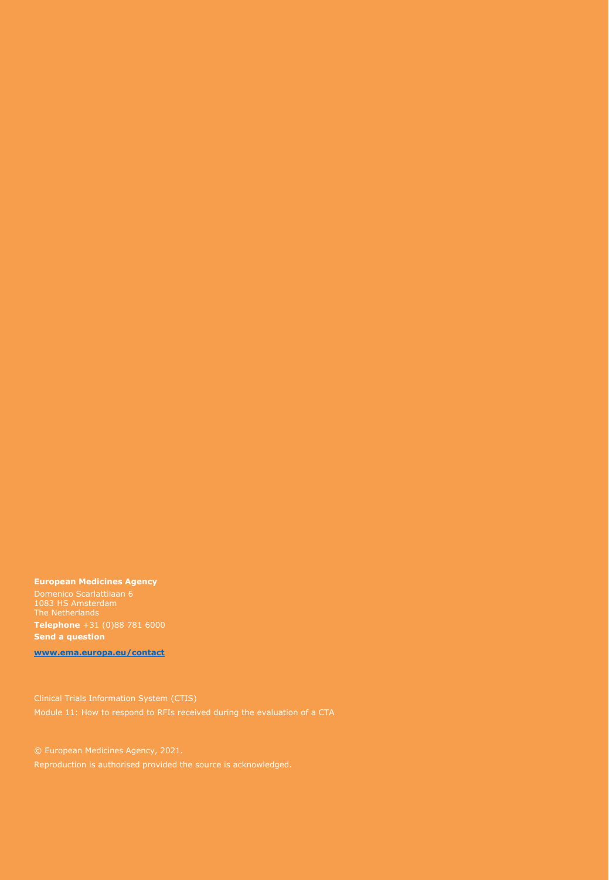**European Medicines Agency**
Domenico Scarlattilaan 6
1083 HS Amsterdam
The Netherlands
**Telephone** +31 (0)88 781 6000
**Send a question**

**www.ema.europa.eu/contact**

Clinical Trials Information System (CTIS)
Module 11: How to respond to RFIs received during the evaluation of a CTA

© European Medicines Agency, 2021.
Reproduction is authorised provided the source is acknowledged.